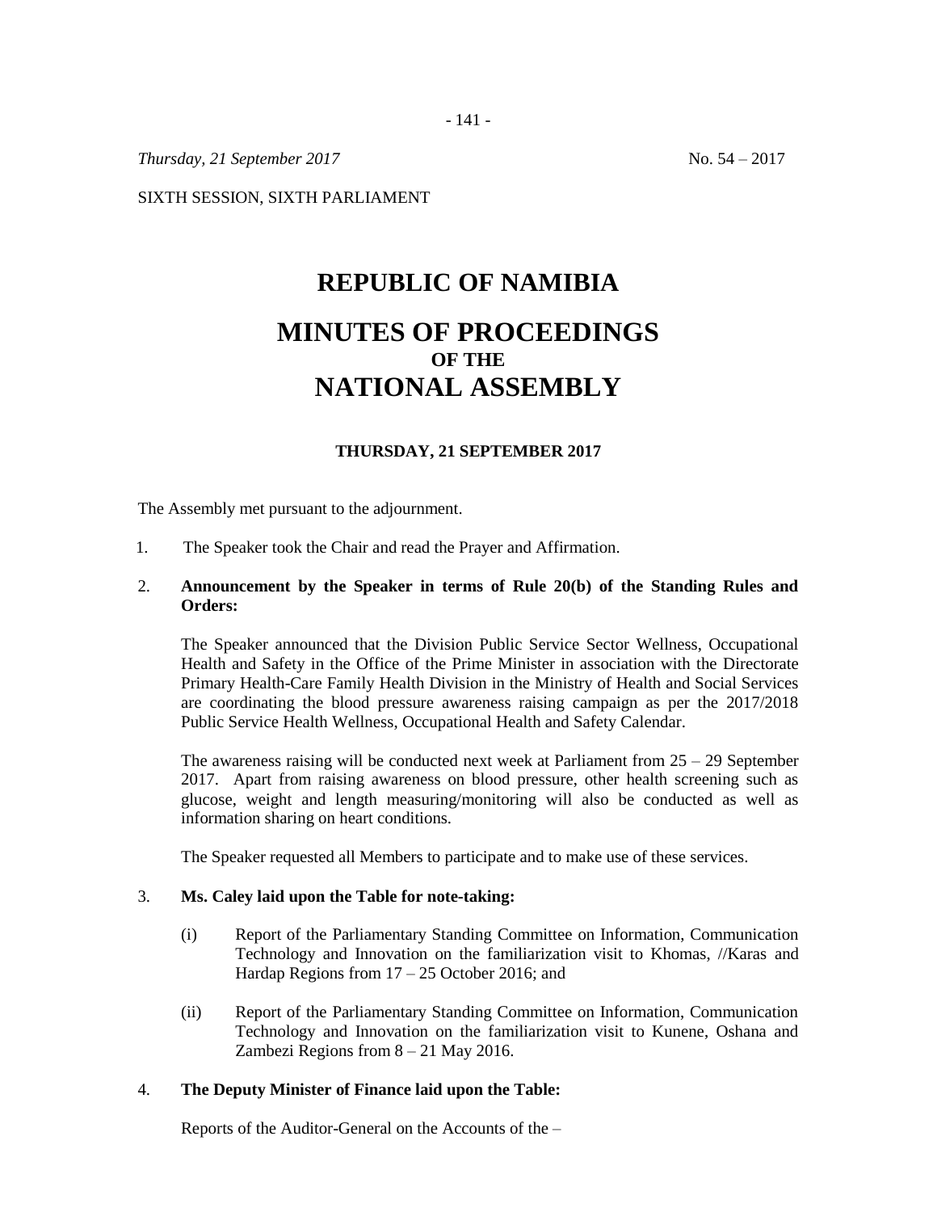*Thursday, 21 September 2017* No. 54 – 2017

SIXTH SESSION, SIXTH PARLIAMENT

# REPUBLIC OF NAMIBIA

# MINUTES OF PROCEEDINGS
### OF THE
# NATIONAL ASSEMBLY

**THURSDAY, 21 SEPTEMBER 2017**

The Assembly met pursuant to the adjournment.

1. The Speaker took the Chair and read the Prayer and Affirmation.

2. **Announcement by the Speaker in terms of Rule 20(b) of the Standing Rules and Orders:**

   The Speaker announced that the Division Public Service Sector Wellness, Occupational Health and Safety in the Office of the Prime Minister in association with the Directorate Primary Health-Care Family Health Division in the Ministry of Health and Social Services are coordinating the blood pressure awareness raising campaign as per the 2017/2018 Public Service Health Wellness, Occupational Health and Safety Calendar.

   The awareness raising will be conducted next week at Parliament from 25 – 29 September 2017. Apart from raising awareness on blood pressure, other health screening such as glucose, weight and length measuring/monitoring will also be conducted as well as information sharing on heart conditions.

   The Speaker requested all Members to participate and to make use of these services.

3. **Ms. Caley laid upon the Table for note-taking:**

   (i) Report of the Parliamentary Standing Committee on Information, Communication Technology and Innovation on the familiarization visit to Khomas, //Karas and Hardap Regions from 17 – 25 October 2016; and

   (ii) Report of the Parliamentary Standing Committee on Information, Communication Technology and Innovation on the familiarization visit to Kunene, Oshana and Zambezi Regions from 8 – 21 May 2016.

4. **The Deputy Minister of Finance laid upon the Table:**

   Reports of the Auditor-General on the Accounts of the –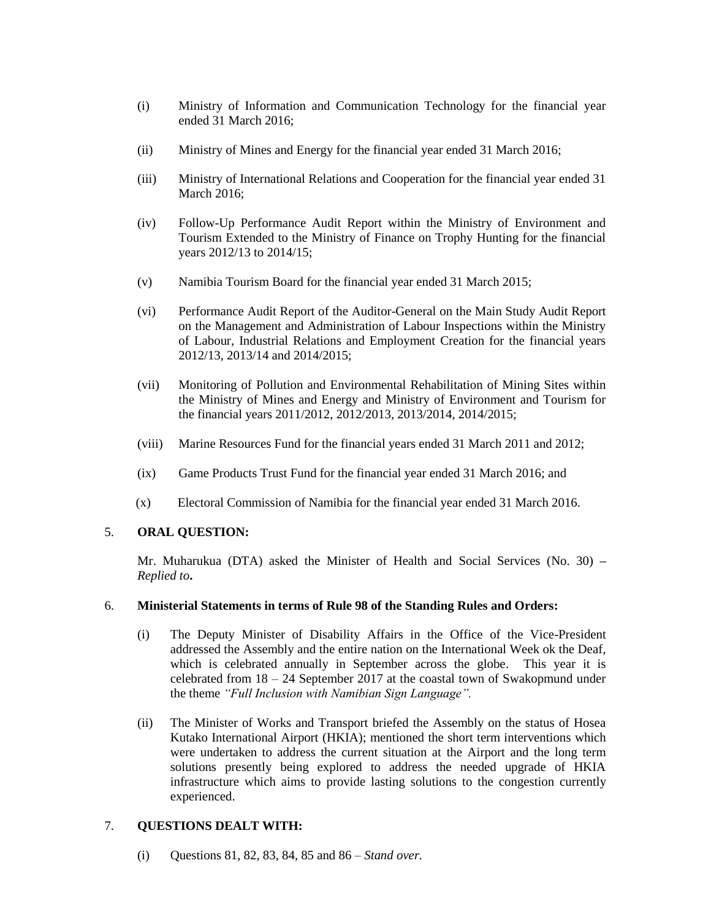(i) Ministry of Information and Communication Technology for the financial year ended 31 March 2016;

(ii) Ministry of Mines and Energy for the financial year ended 31 March 2016;

(iii) Ministry of International Relations and Cooperation for the financial year ended 31 March 2016;

(iv) Follow-Up Performance Audit Report within the Ministry of Environment and Tourism Extended to the Ministry of Finance on Trophy Hunting for the financial years 2012/13 to 2014/15;

(v) Namibia Tourism Board for the financial year ended 31 March 2015;

(vi) Performance Audit Report of the Auditor-General on the Main Study Audit Report on the Management and Administration of Labour Inspections within the Ministry of Labour, Industrial Relations and Employment Creation for the financial years 2012/13, 2013/14 and 2014/2015;

(vii) Monitoring of Pollution and Environmental Rehabilitation of Mining Sites within the Ministry of Mines and Energy and Ministry of Environment and Tourism for the financial years 2011/2012, 2012/2013, 2013/2014, 2014/2015;

(viii) Marine Resources Fund for the financial years ended 31 March 2011 and 2012;

(ix) Game Products Trust Fund for the financial year ended 31 March 2016; and

(x) Electoral Commission of Namibia for the financial year ended 31 March 2016.

5. **ORAL QUESTION:**

Mr. Muharukua (DTA) asked the Minister of Health and Social Services (No. 30) **–** *Replied to***.**

6. **Ministerial Statements in terms of Rule 98 of the Standing Rules and Orders:**

(i) The Deputy Minister of Disability Affairs in the Office of the Vice-President addressed the Assembly and the entire nation on the International Week ok the Deaf, which is celebrated annually in September across the globe. This year it is celebrated from 18 – 24 September 2017 at the coastal town of Swakopmund under the theme *"Full Inclusion with Namibian Sign Language".*

(ii) The Minister of Works and Transport briefed the Assembly on the status of Hosea Kutako International Airport (HKIA); mentioned the short term interventions which were undertaken to address the current situation at the Airport and the long term solutions presently being explored to address the needed upgrade of HKIA infrastructure which aims to provide lasting solutions to the congestion currently experienced.

7. **QUESTIONS DEALT WITH:**

(i) Questions 81, 82, 83, 84, 85 and 86 – *Stand over.*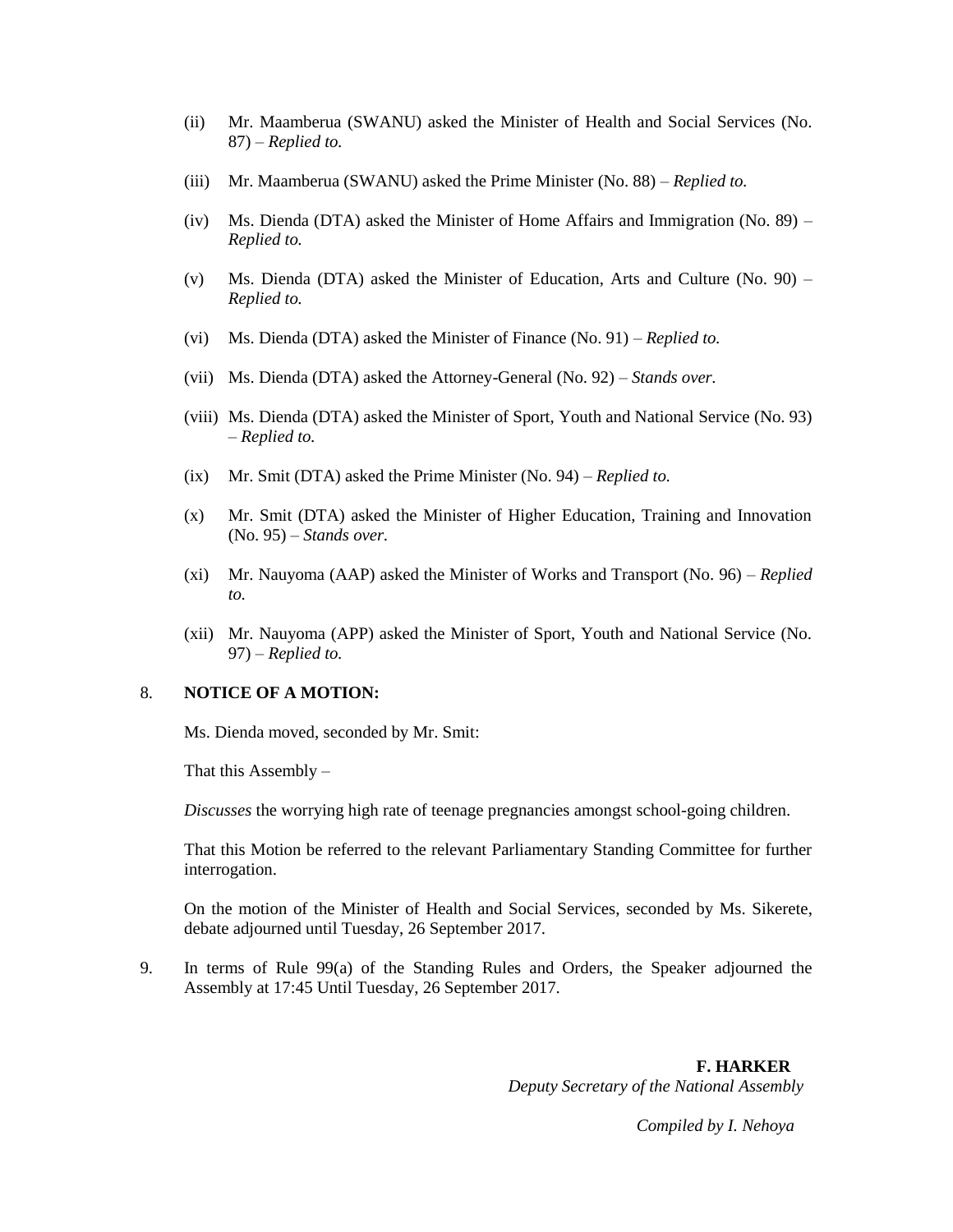(ii) Mr. Maamberua (SWANU) asked the Minister of Health and Social Services (No. 87) – *Replied to.*

(iii) Mr. Maamberua (SWANU) asked the Prime Minister (No. 88) – *Replied to.*

(iv) Ms. Dienda (DTA) asked the Minister of Home Affairs and Immigration (No. 89) – *Replied to.*

(v) Ms. Dienda (DTA) asked the Minister of Education, Arts and Culture (No. 90) – *Replied to.*

(vi) Ms. Dienda (DTA) asked the Minister of Finance (No. 91) – *Replied to.*

(vii) Ms. Dienda (DTA) asked the Attorney-General (No. 92) – *Stands over.*

(viii) Ms. Dienda (DTA) asked the Minister of Sport, Youth and National Service (No. 93) – *Replied to.*

(ix) Mr. Smit (DTA) asked the Prime Minister (No. 94) – *Replied to.*

(x) Mr. Smit (DTA) asked the Minister of Higher Education, Training and Innovation (No. 95) – *Stands over.*

(xi) Mr. Nauyoma (AAP) asked the Minister of Works and Transport (No. 96) – *Replied to.*

(xii) Mr. Nauyoma (APP) asked the Minister of Sport, Youth and National Service (No. 97) – *Replied to.*

8. **NOTICE OF A MOTION:**

Ms. Dienda moved, seconded by Mr. Smit:

That this Assembly –

*Discusses* the worrying high rate of teenage pregnancies amongst school-going children.

That this Motion be referred to the relevant Parliamentary Standing Committee for further interrogation.

On the motion of the Minister of Health and Social Services, seconded by Ms. Sikerete, debate adjourned until Tuesday, 26 September 2017.

9. In terms of Rule 99(a) of the Standing Rules and Orders, the Speaker adjourned the Assembly at 17:45 Until Tuesday, 26 September 2017.

**F. HARKER**
*Deputy Secretary of the National Assembly*

*Compiled by I. Nehoya*